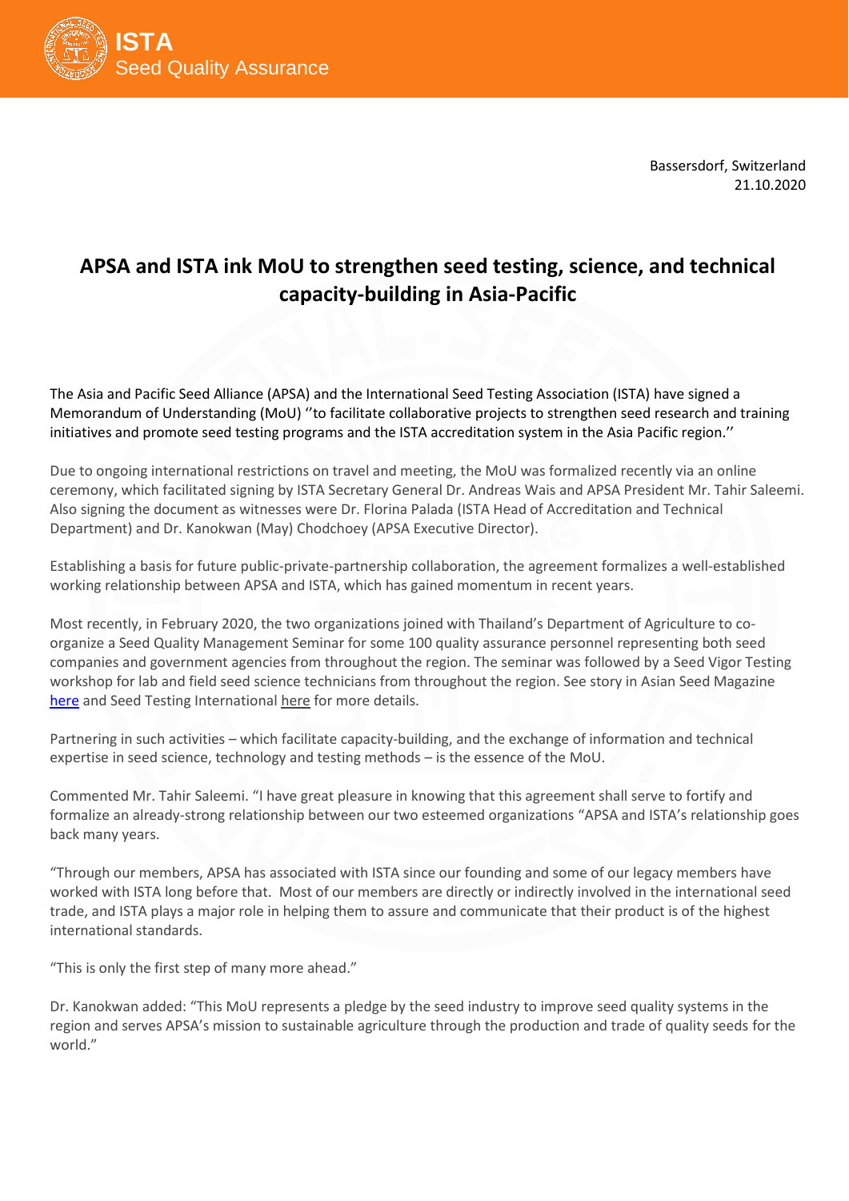Bassersdorf, Switzerland
21.10.2020

# APSA and ISTA ink MoU to strengthen seed testing, science, and technical capacity-building in Asia-Pacific

The Asia and Pacific Seed Alliance (APSA) and the International Seed Testing Association (ISTA) have signed a Memorandum of Understanding (MoU) ''to facilitate collaborative projects to strengthen seed research and training initiatives and promote seed testing programs and the ISTA accreditation system in the Asia Pacific region.''

Due to ongoing international restrictions on travel and meeting, the MoU was formalized recently via an online ceremony, which facilitated signing by ISTA Secretary General Dr. Andreas Wais and APSA President Mr. Tahir Saleemi. Also signing the document as witnesses were Dr. Florina Palada (ISTA Head of Accreditation and Technical Department) and Dr. Kanokwan (May) Chodchoey (APSA Executive Director).

Establishing a basis for future public-private-partnership collaboration, the agreement formalizes a well-established working relationship between APSA and ISTA, which has gained momentum in recent years.

Most recently, in February 2020, the two organizations joined with Thailand's Department of Agriculture to co-organize a Seed Quality Management Seminar for some 100 quality assurance personnel representing both seed companies and government agencies from throughout the region. The seminar was followed by a Seed Vigor Testing workshop for lab and field seed science technicians from throughout the region. See story in Asian Seed Magazine here and Seed Testing International here for more details.

Partnering in such activities – which facilitate capacity-building, and the exchange of information and technical expertise in seed science, technology and testing methods – is the essence of the MoU.

Commented Mr. Tahir Saleemi. "I have great pleasure in knowing that this agreement shall serve to fortify and formalize an already-strong relationship between our two esteemed organizations "APSA and ISTA's relationship goes back many years.

"Through our members, APSA has associated with ISTA since our founding and some of our legacy members have worked with ISTA long before that. Most of our members are directly or indirectly involved in the international seed trade, and ISTA plays a major role in helping them to assure and communicate that their product is of the highest international standards.

"This is only the first step of many more ahead."

Dr. Kanokwan added: "This MoU represents a pledge by the seed industry to improve seed quality systems in the region and serves APSA's mission to sustainable agriculture through the production and trade of quality seeds for the world."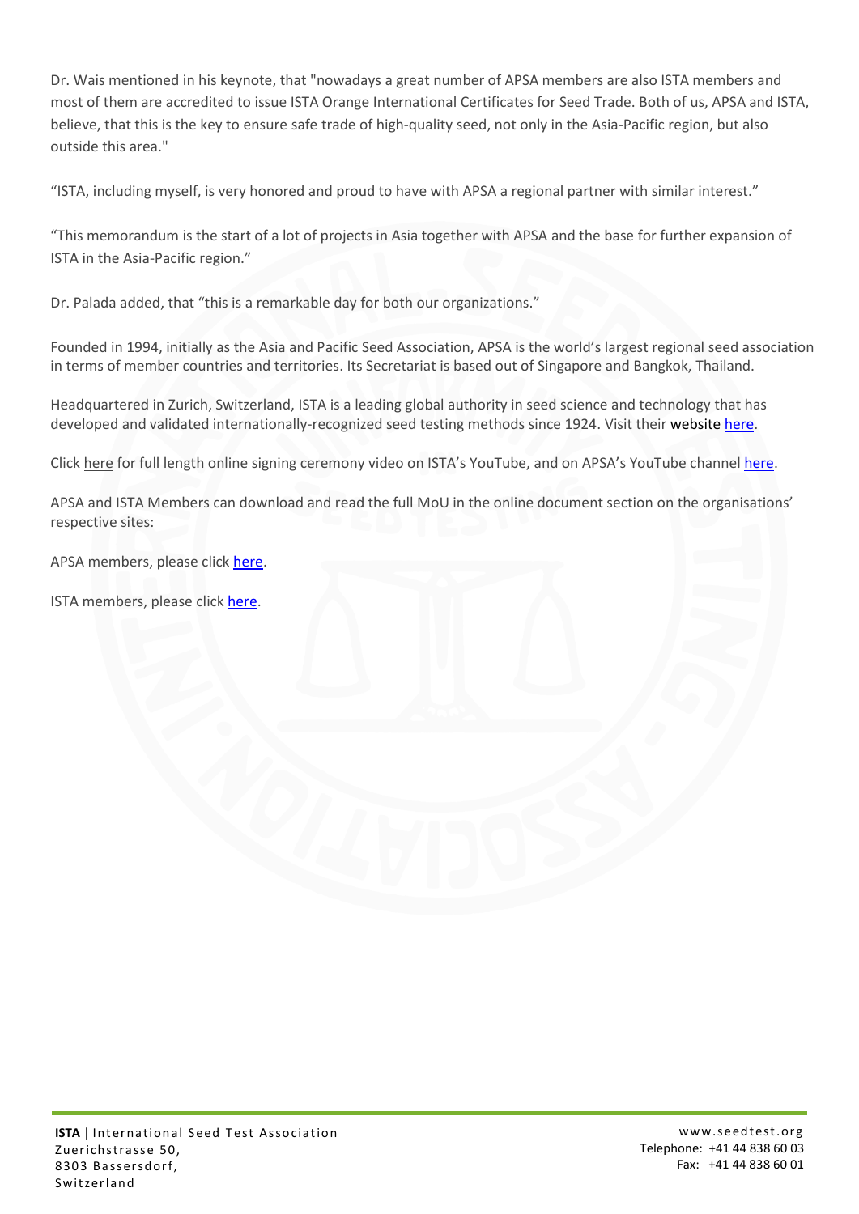Dr. Wais mentioned in his keynote, that "nowadays a great number of APSA members are also ISTA members and most of them are accredited to issue ISTA Orange International Certificates for Seed Trade. Both of us, APSA and ISTA, believe, that this is the key to ensure safe trade of high-quality seed, not only in the Asia-Pacific region, but also outside this area."

"ISTA, including myself, is very honored and proud to have with APSA a regional partner with similar interest."

"This memorandum is the start of a lot of projects in Asia together with APSA and the base for further expansion of ISTA in the Asia-Pacific region."

Dr. Palada added, that "this is a remarkable day for both our organizations."

Founded in 1994, initially as the Asia and Pacific Seed Association, APSA is the world's largest regional seed association in terms of member countries and territories. Its Secretariat is based out of Singapore and Bangkok, Thailand.

Headquartered in Zurich, Switzerland, ISTA is a leading global authority in seed science and technology that has developed and validated internationally-recognized seed testing methods since 1924. Visit their website here.

Click here for full length online signing ceremony video on ISTA's YouTube, and on APSA's YouTube channel here.

APSA and ISTA Members can download and read the full MoU in the online document section on the organisations' respective sites:

APSA members, please click here.

ISTA members, please click here.

**ISTA** | International Seed Test Association
Zuerichstrasse 50,
8303 Bassersdorf,
Switzerland

www.seedtest.org
Telephone: +41 44 838 60 03
Fax: +41 44 838 60 01